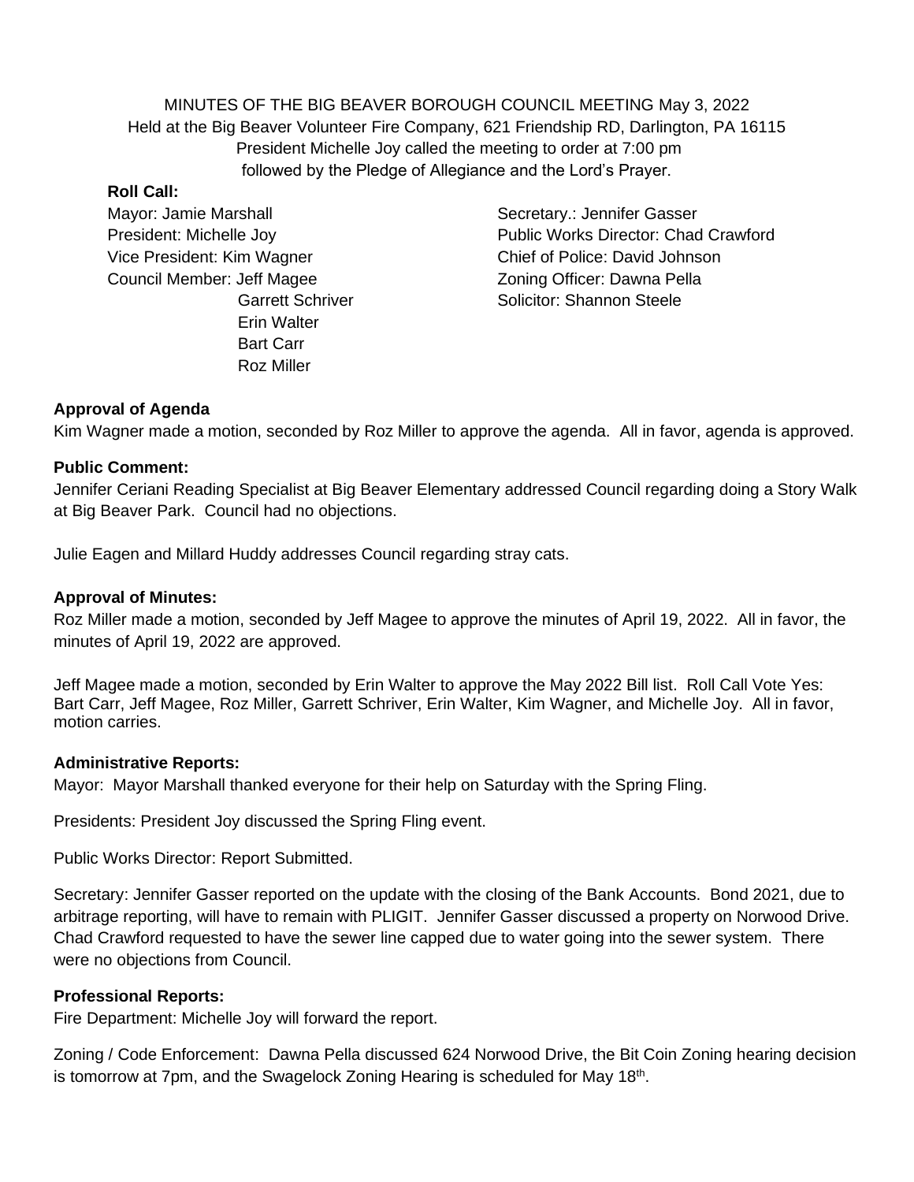MINUTES OF THE BIG BEAVER BOROUGH COUNCIL MEETING May 3, 2022
Held at the Big Beaver Volunteer Fire Company, 621 Friendship RD, Darlington, PA 16115
President Michelle Joy called the meeting to order at 7:00 pm
followed by the Pledge of Allegiance and the Lord's Prayer.

**Roll Call:**

Mayor: Jamie Marshall
President: Michelle Joy
Vice President: Kim Wagner
Council Member: Jeff Magee
Garrett Schriver
Erin Walter
Bart Carr
Roz Miller

Secretary.: Jennifer Gasser
Public Works Director: Chad Crawford
Chief of Police: David Johnson
Zoning Officer: Dawna Pella
Solicitor: Shannon Steele

**Approval of Agenda**

Kim Wagner made a motion, seconded by Roz Miller to approve the agenda. All in favor, agenda is approved.

**Public Comment:**

Jennifer Ceriani Reading Specialist at Big Beaver Elementary addressed Council regarding doing a Story Walk at Big Beaver Park. Council had no objections.

Julie Eagen and Millard Huddy addresses Council regarding stray cats.

**Approval of Minutes:**

Roz Miller made a motion, seconded by Jeff Magee to approve the minutes of April 19, 2022. All in favor, the minutes of April 19, 2022 are approved.

Jeff Magee made a motion, seconded by Erin Walter to approve the May 2022 Bill list. Roll Call Vote Yes: Bart Carr, Jeff Magee, Roz Miller, Garrett Schriver, Erin Walter, Kim Wagner, and Michelle Joy. All in favor, motion carries.

**Administrative Reports:**

Mayor: Mayor Marshall thanked everyone for their help on Saturday with the Spring Fling.

Presidents: President Joy discussed the Spring Fling event.

Public Works Director: Report Submitted.

Secretary: Jennifer Gasser reported on the update with the closing of the Bank Accounts. Bond 2021, due to arbitrage reporting, will have to remain with PLIGIT. Jennifer Gasser discussed a property on Norwood Drive. Chad Crawford requested to have the sewer line capped due to water going into the sewer system. There were no objections from Council.

**Professional Reports:**

Fire Department: Michelle Joy will forward the report.

Zoning / Code Enforcement: Dawna Pella discussed 624 Norwood Drive, the Bit Coin Zoning hearing decision is tomorrow at 7pm, and the Swagelock Zoning Hearing is scheduled for May 18th.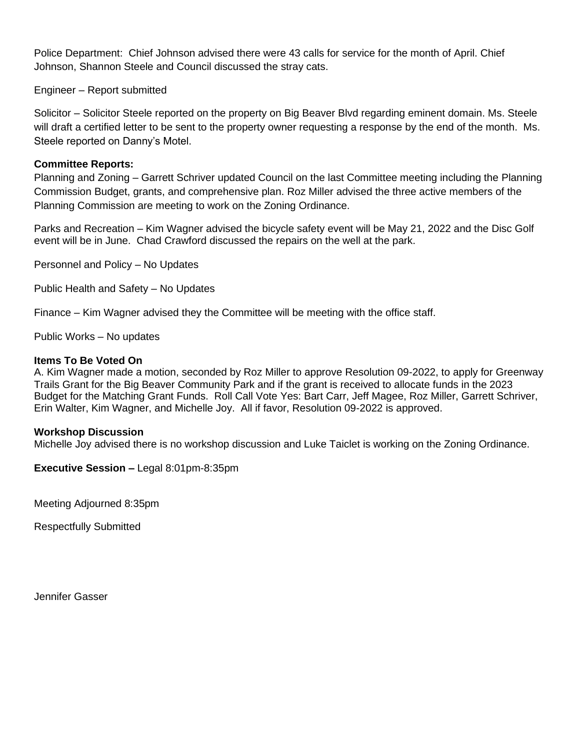Police Department: Chief Johnson advised there were 43 calls for service for the month of April. Chief Johnson, Shannon Steele and Council discussed the stray cats.

Engineer – Report submitted

Solicitor – Solicitor Steele reported on the property on Big Beaver Blvd regarding eminent domain. Ms. Steele will draft a certified letter to be sent to the property owner requesting a response by the end of the month. Ms. Steele reported on Danny's Motel.

**Committee Reports:**

Planning and Zoning – Garrett Schriver updated Council on the last Committee meeting including the Planning Commission Budget, grants, and comprehensive plan. Roz Miller advised the three active members of the Planning Commission are meeting to work on the Zoning Ordinance.

Parks and Recreation – Kim Wagner advised the bicycle safety event will be May 21, 2022 and the Disc Golf event will be in June. Chad Crawford discussed the repairs on the well at the park.

Personnel and Policy – No Updates

Public Health and Safety – No Updates

Finance – Kim Wagner advised they the Committee will be meeting with the office staff.

Public Works – No updates

**Items To Be Voted On**

A. Kim Wagner made a motion, seconded by Roz Miller to approve Resolution 09-2022, to apply for Greenway Trails Grant for the Big Beaver Community Park and if the grant is received to allocate funds in the 2023 Budget for the Matching Grant Funds. Roll Call Vote Yes: Bart Carr, Jeff Magee, Roz Miller, Garrett Schriver, Erin Walter, Kim Wagner, and Michelle Joy. All if favor, Resolution 09-2022 is approved.

**Workshop Discussion**

Michelle Joy advised there is no workshop discussion and Luke Taiclet is working on the Zoning Ordinance.

**Executive Session –** Legal 8:01pm-8:35pm

Meeting Adjourned 8:35pm

Respectfully Submitted

Jennifer Gasser